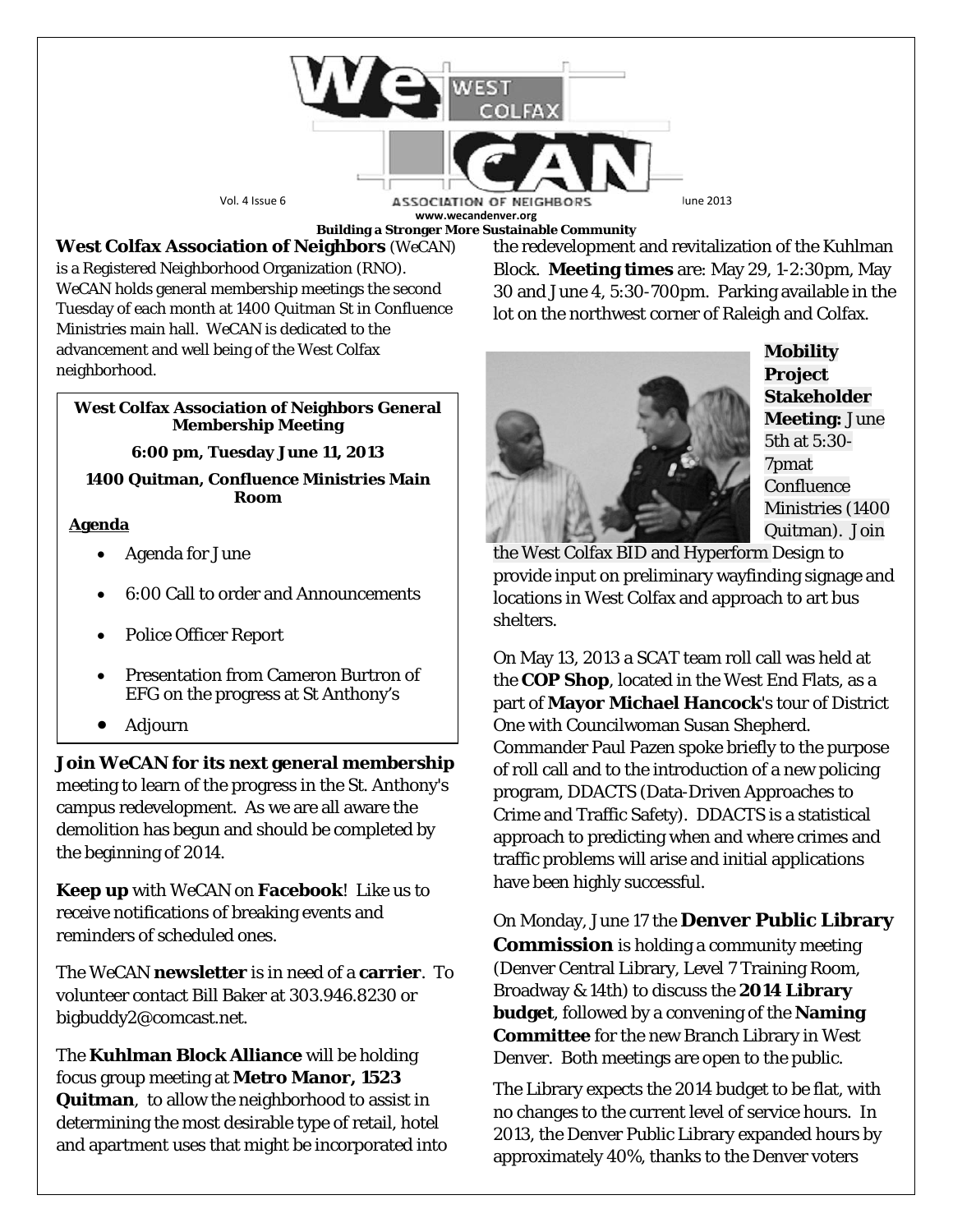Vol. 4 Issue 6 — June 2013

www.wecandenver.org

**Building a Stronger More Sustainable Community**

**West Colfax Association of Neighbors** (WeCAN) is a Registered Neighborhood Organization (RNO). WeCAN holds general membership meetings the second Tuesday of each month at 1400 Quitman St in Confluence Ministries main hall. WeCAN is dedicated to the advancement and well being of the West Colfax neighborhood.

**West Colfax Association of Neighbors General Membership Meeting**

**6:00 pm, Tuesday June 11, 2013**

**1400 Quitman, Confluence Ministries Main Room**

**Agenda**

- Agenda for June
- 6:00 Call to order and Announcements
- Police Officer Report
- Presentation from Cameron Burtron of EFG on the progress at St Anthony's
- Adjourn

**Join WeCAN for its next general membership** meeting to learn of the progress in the St. Anthony's campus redevelopment. As we are all aware the demolition has begun and should be completed by the beginning of 2014.

**Keep up** with WeCAN on **Facebook**! Like us to receive notifications of breaking events and reminders of scheduled ones.

The WeCAN **newsletter** is in need of a **carrier**. To volunteer contact Bill Baker at 303.946.8230 or bigbuddy2@comcast.net.

The **Kuhlman Block Alliance** will be holding focus group meeting at **Metro Manor, 1523 Quitman**, to allow the neighborhood to assist in determining the most desirable type of retail, hotel and apartment uses that might be incorporated into the redevelopment and revitalization of the Kuhlman Block. **Meeting times** are: May 29, 1-2:30pm, May 30 and June 4, 5:30-700pm. Parking available in the lot on the northwest corner of Raleigh and Colfax.

**Mobility Project Stakeholder Meeting:** June 5th at 5:30-7pmat Confluence Ministries (1400 Quitman). Join the West Colfax BID and Hyperform Design to provide input on preliminary wayfinding signage and locations in West Colfax and approach to art bus shelters.

On May 13, 2013 a SCAT team roll call was held at the **COP Shop**, located in the West End Flats, as a part of **Mayor Michael Hancock**'s tour of District One with Councilwoman Susan Shepherd. Commander Paul Pazen spoke briefly to the purpose of roll call and to the introduction of a new policing program, DDACTS (Data-Driven Approaches to Crime and Traffic Safety). DDACTS is a statistical approach to predicting when and where crimes and traffic problems will arise and initial applications have been highly successful.

On Monday, June 17 the **Denver Public Library Commission** is holding a community meeting (Denver Central Library, Level 7 Training Room, Broadway & 14th) to discuss the **2014 Library budget**, followed by a convening of the **Naming Committee** for the new Branch Library in West Denver. Both meetings are open to the public.

The Library expects the 2014 budget to be flat, with no changes to the current level of service hours. In 2013, the Denver Public Library expanded hours by approximately 40%, thanks to the Denver voters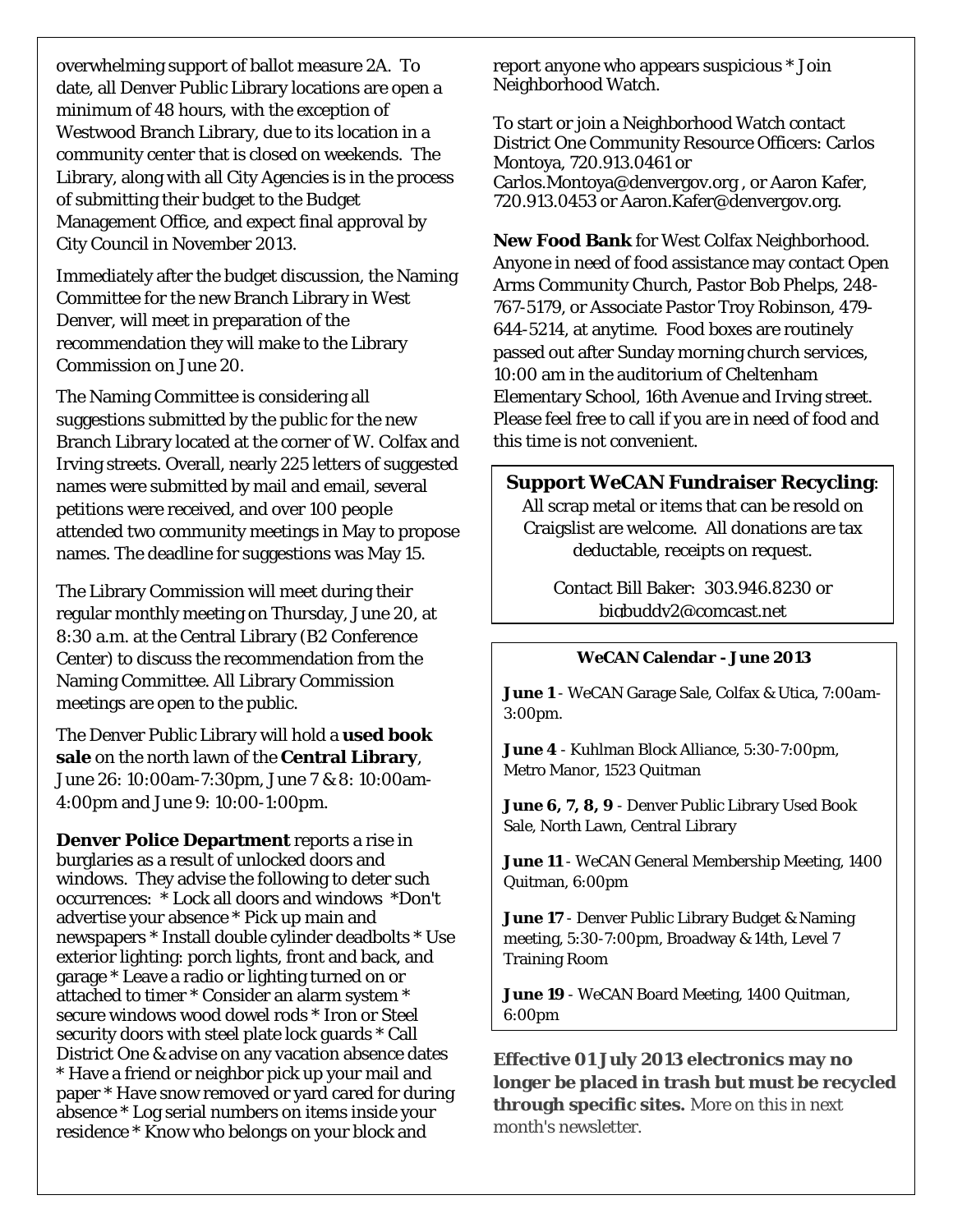overwhelming support of ballot measure 2A. To date, all Denver Public Library locations are open a minimum of 48 hours, with the exception of Westwood Branch Library, due to its location in a community center that is closed on weekends. The Library, along with all City Agencies is in the process of submitting their budget to the Budget Management Office, and expect final approval by City Council in November 2013.

Immediately after the budget discussion, the Naming Committee for the new Branch Library in West Denver, will meet in preparation of the recommendation they will make to the Library Commission on June 20.

The Naming Committee is considering all suggestions submitted by the public for the new Branch Library located at the corner of W. Colfax and Irving streets. Overall, nearly 225 letters of suggested names were submitted by mail and email, several petitions were received, and over 100 people attended two community meetings in May to propose names. The deadline for suggestions was May 15.

The Library Commission will meet during their regular monthly meeting on Thursday, June 20, at 8:30 a.m. at the Central Library (B2 Conference Center) to discuss the recommendation from the Naming Committee. All Library Commission meetings are open to the public.

The Denver Public Library will hold a **used book sale** on the north lawn of the **Central Library**, June 26: 10:00am-7:30pm, June 7 & 8: 10:00am-4:00pm and June 9: 10:00-1:00pm.

**Denver Police Department** reports a rise in burglaries as a result of unlocked doors and windows. They advise the following to deter such occurrences: * Lock all doors and windows *Don't advertise your absence * Pick up main and newspapers * Install double cylinder deadbolts * Use exterior lighting: porch lights, front and back, and garage * Leave a radio or lighting turned on or attached to timer * Consider an alarm system * secure windows wood dowel rods * Iron or Steel security doors with steel plate lock guards * Call District One & advise on any vacation absence dates * Have a friend or neighbor pick up your mail and paper * Have snow removed or yard cared for during absence * Log serial numbers on items inside your residence * Know who belongs on your block and report anyone who appears suspicious * Join Neighborhood Watch.

To start or join a Neighborhood Watch contact District One Community Resource Officers: Carlos Montoya, 720.913.0461 or Carlos.Montoya@denvergov.org , or Aaron Kafer, 720.913.0453 or Aaron.Kafer@denvergov.org.

**New Food Bank** for West Colfax Neighborhood. Anyone in need of food assistance may contact Open Arms Community Church, Pastor Bob Phelps, 248-767-5179, or Associate Pastor Troy Robinson, 479-644-5214, at anytime. Food boxes are routinely passed out after Sunday morning church services, 10:00 am in the auditorium of Cheltenham Elementary School, 16th Avenue and Irving street. Please feel free to call if you are in need of food and this time is not convenient.

**Support WeCAN Fundraiser Recycling:**
All scrap metal or items that can be resold on Craigslist are welcome. All donations are tax deductable, receipts on request.

Contact Bill Baker: 303.946.8230 or bigbuddy2@comcast.net

**WeCAN Calendar - June 2013**

**June 1** - WeCAN Garage Sale, Colfax & Utica, 7:00am-3:00pm.

**June 4** - Kuhlman Block Alliance, 5:30-7:00pm, Metro Manor, 1523 Quitman

**June 6, 7, 8, 9** - Denver Public Library Used Book Sale, North Lawn, Central Library

**June 11** - WeCAN General Membership Meeting, 1400 Quitman, 6:00pm

**June 17** - Denver Public Library Budget & Naming meeting, 5:30-7:00pm, Broadway & 14th, Level 7 Training Room

**June 19** - WeCAN Board Meeting, 1400 Quitman, 6:00pm

**Effective 01 July 2013 electronics may no longer be placed in trash but must be recycled through specific sites.** More on this in next month's newsletter.